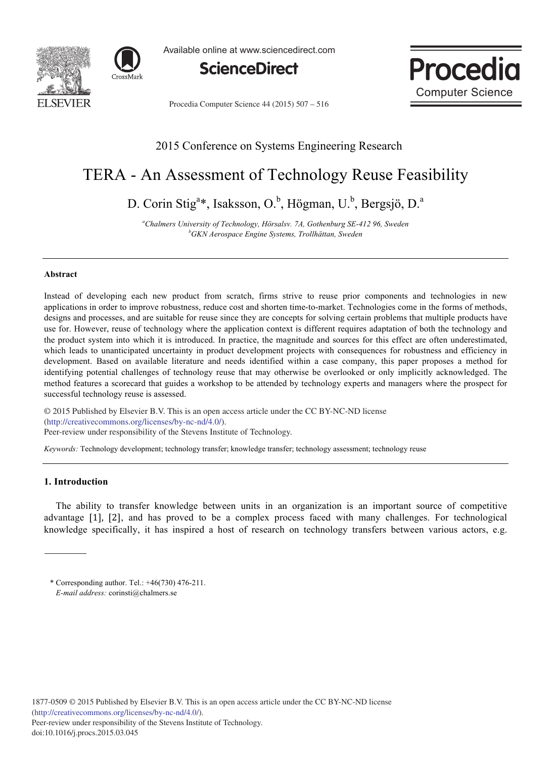2015 Conference on Systems Engineering Research

# TERA - An Assessment of Technology Reuse Feasibility

D. Corin Stig[a]*, Isaksson, O.[b], Högman, U.[b], Bergsjö, D.[a]

[a]*Chalmers University of Technology, Hörsalsv. 7A, Gothenburg SE-412 96, Sweden*
[b]*GKN Aerospace Engine Systems, Trollhättan, Sweden*

---

### Abstract

Instead of developing each new product from scratch, firms strive to reuse prior components and technologies in new applications in order to improve robustness, reduce cost and shorten time-to-market. Technologies come in the forms of methods, designs and processes, and are suitable for reuse since they are concepts for solving certain problems that multiple products have use for. However, reuse of technology where the application context is different requires adaptation of both the technology and the product system into which it is introduced. In practice, the magnitude and sources for this effect are often underestimated, which leads to unanticipated uncertainty in product development projects with consequences for robustness and efficiency in development. Based on available literature and needs identified within a case company, this paper proposes a method for identifying potential challenges of technology reuse that may otherwise be overlooked or only implicitly acknowledged. The method features a scorecard that guides a workshop to be attended by technology experts and managers where the prospect for successful technology reuse is assessed.

© 2015 Published by Elsevier B.V. This is an open access article under the CC BY-NC-ND license (http://creativecommons.org/licenses/by-nc-nd/4.0/).
Peer-review under responsibility of the Stevens Institute of Technology.

*Keywords:* Technology development; technology transfer; knowledge transfer; technology assessment; technology reuse

---

## 1. Introduction

The ability to transfer knowledge between units in an organization is an important source of competitive advantage [1], [2], and has proved to be a complex process faced with many challenges. For technological knowledge specifically, it has inspired a host of research on technology transfers between various actors, e.g.

\* Corresponding author. Tel.: +46(730) 476-211.
*E-mail address:* corinsti@chalmers.se

1877-0509 © 2015 Published by Elsevier B.V. This is an open access article under the CC BY-NC-ND license (http://creativecommons.org/licenses/by-nc-nd/4.0/).
Peer-review under responsibility of the Stevens Institute of Technology.
doi:10.1016/j.procs.2015.03.045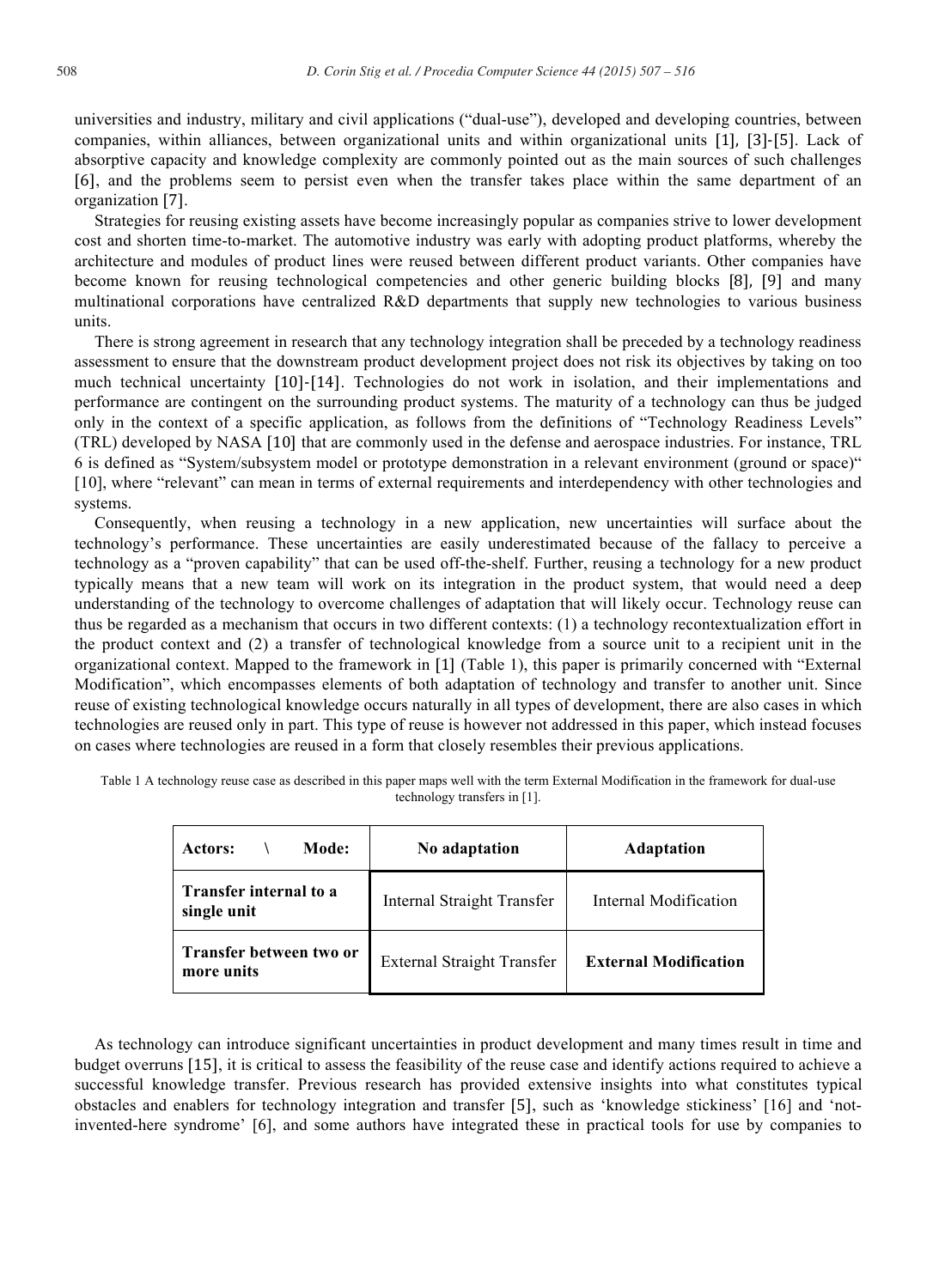universities and industry, military and civil applications ("dual-use"), developed and developing countries, between companies, within alliances, between organizational units and within organizational units [1], [3]-[5]. Lack of absorptive capacity and knowledge complexity are commonly pointed out as the main sources of such challenges [6], and the problems seem to persist even when the transfer takes place within the same department of an organization [7].

Strategies for reusing existing assets have become increasingly popular as companies strive to lower development cost and shorten time-to-market. The automotive industry was early with adopting product platforms, whereby the architecture and modules of product lines were reused between different product variants. Other companies have become known for reusing technological competencies and other generic building blocks [8], [9] and many multinational corporations have centralized R&D departments that supply new technologies to various business units.

There is strong agreement in research that any technology integration shall be preceded by a technology readiness assessment to ensure that the downstream product development project does not risk its objectives by taking on too much technical uncertainty [10]-[14]. Technologies do not work in isolation, and their implementations and performance are contingent on the surrounding product systems. The maturity of a technology can thus be judged only in the context of a specific application, as follows from the definitions of "Technology Readiness Levels" (TRL) developed by NASA [10] that are commonly used in the defense and aerospace industries. For instance, TRL 6 is defined as "System/subsystem model or prototype demonstration in a relevant environment (ground or space)" [10], where "relevant" can mean in terms of external requirements and interdependency with other technologies and systems.

Consequently, when reusing a technology in a new application, new uncertainties will surface about the technology's performance. These uncertainties are easily underestimated because of the fallacy to perceive a technology as a "proven capability" that can be used off-the-shelf. Further, reusing a technology for a new product typically means that a new team will work on its integration in the product system, that would need a deep understanding of the technology to overcome challenges of adaptation that will likely occur. Technology reuse can thus be regarded as a mechanism that occurs in two different contexts: (1) a technology recontextualization effort in the product context and (2) a transfer of technological knowledge from a source unit to a recipient unit in the organizational context. Mapped to the framework in [1] (Table 1), this paper is primarily concerned with "External Modification", which encompasses elements of both adaptation of technology and transfer to another unit. Since reuse of existing technological knowledge occurs naturally in all types of development, there are also cases in which technologies are reused only in part. This type of reuse is however not addressed in this paper, which instead focuses on cases where technologies are reused in a form that closely resembles their previous applications.

Table 1 A technology reuse case as described in this paper maps well with the term External Modification in the framework for dual-use technology transfers in [1].

| **Actors: \ Mode:** | **No adaptation** | **Adaptation** |
|---|---|---|
| **Transfer internal to a single unit** | Internal Straight Transfer | Internal Modification |
| **Transfer between two or more units** | External Straight Transfer | **External Modification** |

As technology can introduce significant uncertainties in product development and many times result in time and budget overruns [15], it is critical to assess the feasibility of the reuse case and identify actions required to achieve a successful knowledge transfer. Previous research has provided extensive insights into what constitutes typical obstacles and enablers for technology integration and transfer [5], such as 'knowledge stickiness' [16] and 'not-invented-here syndrome' [6], and some authors have integrated these in practical tools for use by companies to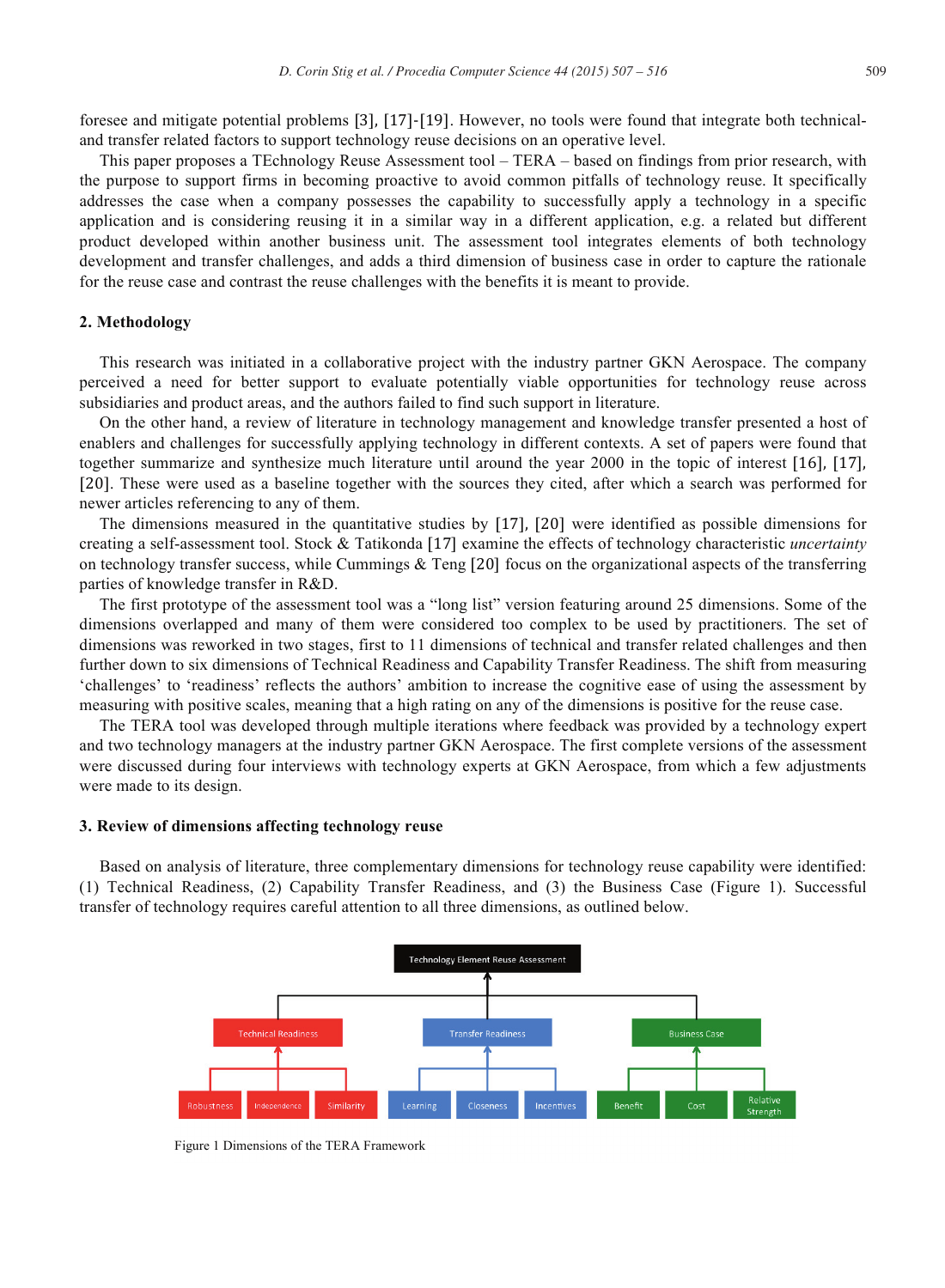foresee and mitigate potential problems [3], [17]-[19]. However, no tools were found that integrate both technical- and transfer related factors to support technology reuse decisions on an operative level.

This paper proposes a TEchnology Reuse Assessment tool – TERA – based on findings from prior research, with the purpose to support firms in becoming proactive to avoid common pitfalls of technology reuse. It specifically addresses the case when a company possesses the capability to successfully apply a technology in a specific application and is considering reusing it in a similar way in a different application, e.g. a related but different product developed within another business unit. The assessment tool integrates elements of both technology development and transfer challenges, and adds a third dimension of business case in order to capture the rationale for the reuse case and contrast the reuse challenges with the benefits it is meant to provide.

## 2. Methodology

This research was initiated in a collaborative project with the industry partner GKN Aerospace. The company perceived a need for better support to evaluate potentially viable opportunities for technology reuse across subsidiaries and product areas, and the authors failed to find such support in literature.

On the other hand, a review of literature in technology management and knowledge transfer presented a host of enablers and challenges for successfully applying technology in different contexts. A set of papers were found that together summarize and synthesize much literature until around the year 2000 in the topic of interest [16], [17], [20]. These were used as a baseline together with the sources they cited, after which a search was performed for newer articles referencing to any of them.

The dimensions measured in the quantitative studies by [17], [20] were identified as possible dimensions for creating a self-assessment tool. Stock & Tatikonda [17] examine the effects of technology characteristic *uncertainty* on technology transfer success, while Cummings & Teng [20] focus on the organizational aspects of the transferring parties of knowledge transfer in R&D.

The first prototype of the assessment tool was a "long list" version featuring around 25 dimensions. Some of the dimensions overlapped and many of them were considered too complex to be used by practitioners. The set of dimensions was reworked in two stages, first to 11 dimensions of technical and transfer related challenges and then further down to six dimensions of Technical Readiness and Capability Transfer Readiness. The shift from measuring 'challenges' to 'readiness' reflects the authors' ambition to increase the cognitive ease of using the assessment by measuring with positive scales, meaning that a high rating on any of the dimensions is positive for the reuse case.

The TERA tool was developed through multiple iterations where feedback was provided by a technology expert and two technology managers at the industry partner GKN Aerospace. The first complete versions of the assessment were discussed during four interviews with technology experts at GKN Aerospace, from which a few adjustments were made to its design.

## 3. Review of dimensions affecting technology reuse

Based on analysis of literature, three complementary dimensions for technology reuse capability were identified: (1) Technical Readiness, (2) Capability Transfer Readiness, and (3) the Business Case (Figure 1). Successful transfer of technology requires careful attention to all three dimensions, as outlined below.

Technology Element Reuse Assessment

- Technical Readiness: Robustness, Independence, Similarity
- Transfer Readiness: Learning, Closeness, Incentives
- Business Case: Benefit, Cost, Relative Strength

Figure 1 Dimensions of the TERA Framework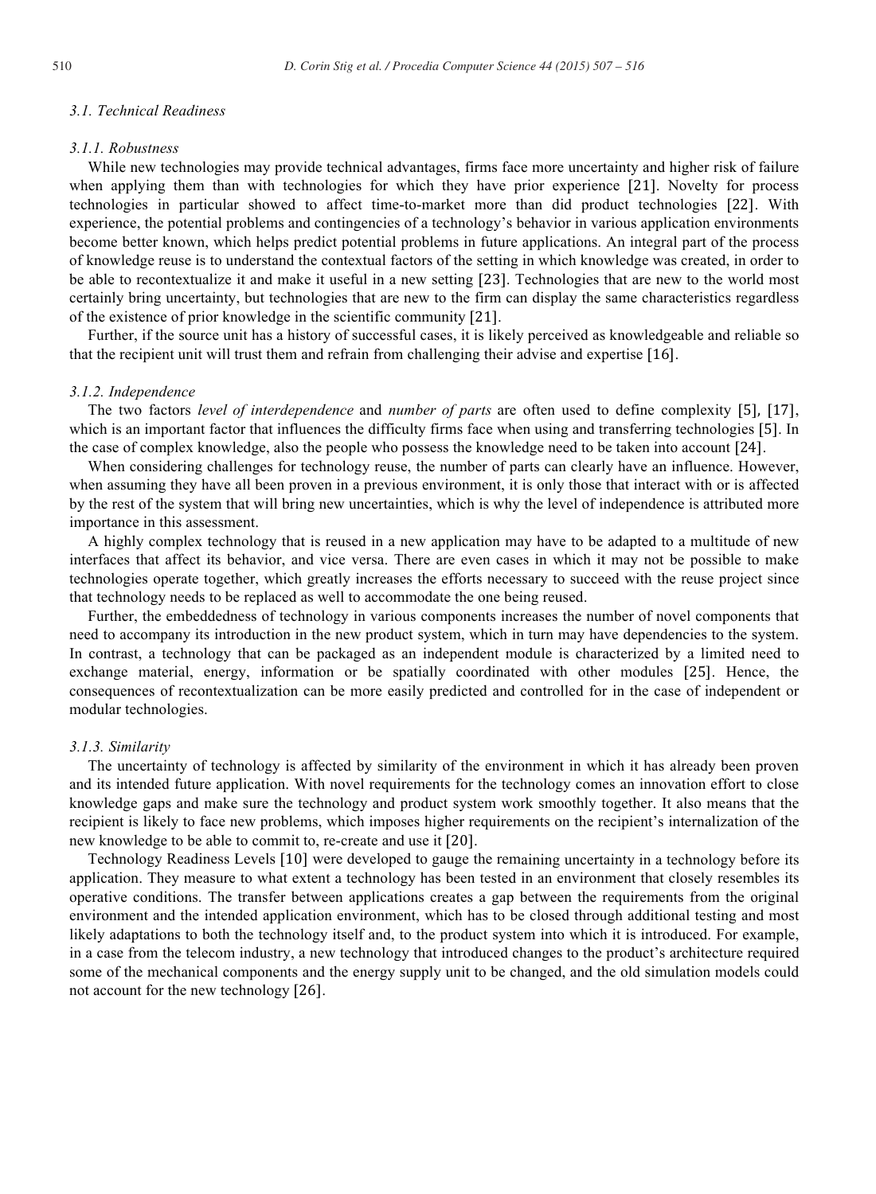### 3.1. Technical Readiness

#### 3.1.1. Robustness

While new technologies may provide technical advantages, firms face more uncertainty and higher risk of failure when applying them than with technologies for which they have prior experience [21]. Novelty for process technologies in particular showed to affect time-to-market more than did product technologies [22]. With experience, the potential problems and contingencies of a technology's behavior in various application environments become better known, which helps predict potential problems in future applications. An integral part of the process of knowledge reuse is to understand the contextual factors of the setting in which knowledge was created, in order to be able to recontextualize it and make it useful in a new setting [23]. Technologies that are new to the world most certainly bring uncertainty, but technologies that are new to the firm can display the same characteristics regardless of the existence of prior knowledge in the scientific community [21].

Further, if the source unit has a history of successful cases, it is likely perceived as knowledgeable and reliable so that the recipient unit will trust them and refrain from challenging their advise and expertise [16].

#### 3.1.2. Independence

The two factors *level of interdependence* and *number of parts* are often used to define complexity [5], [17], which is an important factor that influences the difficulty firms face when using and transferring technologies [5]. In the case of complex knowledge, also the people who possess the knowledge need to be taken into account [24].

When considering challenges for technology reuse, the number of parts can clearly have an influence. However, when assuming they have all been proven in a previous environment, it is only those that interact with or is affected by the rest of the system that will bring new uncertainties, which is why the level of independence is attributed more importance in this assessment.

A highly complex technology that is reused in a new application may have to be adapted to a multitude of new interfaces that affect its behavior, and vice versa. There are even cases in which it may not be possible to make technologies operate together, which greatly increases the efforts necessary to succeed with the reuse project since that technology needs to be replaced as well to accommodate the one being reused.

Further, the embeddedness of technology in various components increases the number of novel components that need to accompany its introduction in the new product system, which in turn may have dependencies to the system. In contrast, a technology that can be packaged as an independent module is characterized by a limited need to exchange material, energy, information or be spatially coordinated with other modules [25]. Hence, the consequences of recontextualization can be more easily predicted and controlled for in the case of independent or modular technologies.

#### 3.1.3. Similarity

The uncertainty of technology is affected by similarity of the environment in which it has already been proven and its intended future application. With novel requirements for the technology comes an innovation effort to close knowledge gaps and make sure the technology and product system work smoothly together. It also means that the recipient is likely to face new problems, which imposes higher requirements on the recipient's internalization of the new knowledge to be able to commit to, re-create and use it [20].

Technology Readiness Levels [10] were developed to gauge the remaining uncertainty in a technology before its application. They measure to what extent a technology has been tested in an environment that closely resembles its operative conditions. The transfer between applications creates a gap between the requirements from the original environment and the intended application environment, which has to be closed through additional testing and most likely adaptations to both the technology itself and, to the product system into which it is introduced. For example, in a case from the telecom industry, a new technology that introduced changes to the product's architecture required some of the mechanical components and the energy supply unit to be changed, and the old simulation models could not account for the new technology [26].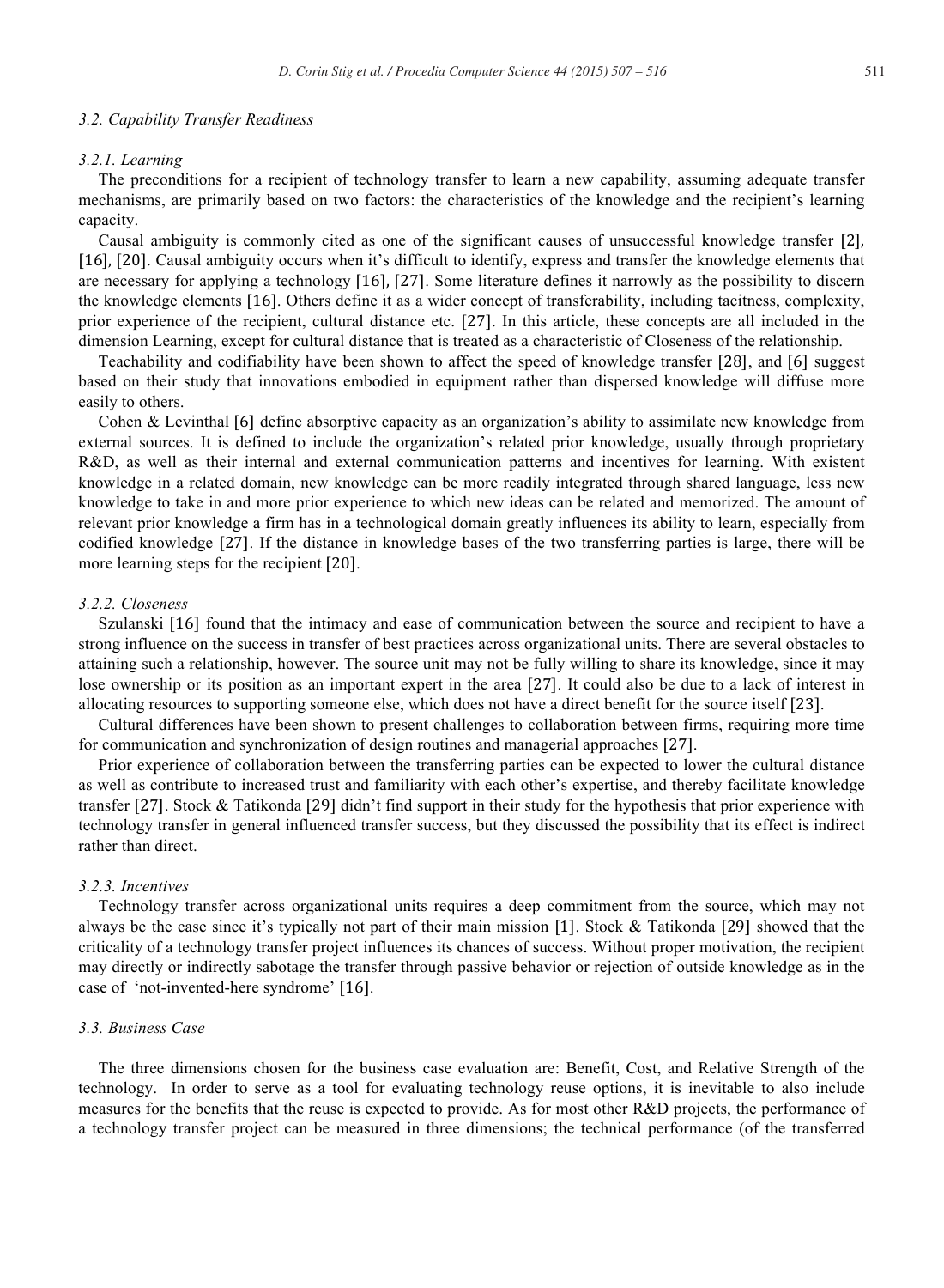### 3.2. Capability Transfer Readiness

#### 3.2.1. Learning

The preconditions for a recipient of technology transfer to learn a new capability, assuming adequate transfer mechanisms, are primarily based on two factors: the characteristics of the knowledge and the recipient's learning capacity.

Causal ambiguity is commonly cited as one of the significant causes of unsuccessful knowledge transfer [2], [16], [20]. Causal ambiguity occurs when it's difficult to identify, express and transfer the knowledge elements that are necessary for applying a technology [16], [27]. Some literature defines it narrowly as the possibility to discern the knowledge elements [16]. Others define it as a wider concept of transferability, including tacitness, complexity, prior experience of the recipient, cultural distance etc. [27]. In this article, these concepts are all included in the dimension Learning, except for cultural distance that is treated as a characteristic of Closeness of the relationship.

Teachability and codifiability have been shown to affect the speed of knowledge transfer [28], and [6] suggest based on their study that innovations embodied in equipment rather than dispersed knowledge will diffuse more easily to others.

Cohen & Levinthal [6] define absorptive capacity as an organization's ability to assimilate new knowledge from external sources. It is defined to include the organization's related prior knowledge, usually through proprietary R&D, as well as their internal and external communication patterns and incentives for learning. With existent knowledge in a related domain, new knowledge can be more readily integrated through shared language, less new knowledge to take in and more prior experience to which new ideas can be related and memorized. The amount of relevant prior knowledge a firm has in a technological domain greatly influences its ability to learn, especially from codified knowledge [27]. If the distance in knowledge bases of the two transferring parties is large, there will be more learning steps for the recipient [20].

#### 3.2.2. Closeness

Szulanski [16] found that the intimacy and ease of communication between the source and recipient to have a strong influence on the success in transfer of best practices across organizational units. There are several obstacles to attaining such a relationship, however. The source unit may not be fully willing to share its knowledge, since it may lose ownership or its position as an important expert in the area [27]. It could also be due to a lack of interest in allocating resources to supporting someone else, which does not have a direct benefit for the source itself [23].

Cultural differences have been shown to present challenges to collaboration between firms, requiring more time for communication and synchronization of design routines and managerial approaches [27].

Prior experience of collaboration between the transferring parties can be expected to lower the cultural distance as well as contribute to increased trust and familiarity with each other's expertise, and thereby facilitate knowledge transfer [27]. Stock & Tatikonda [29] didn't find support in their study for the hypothesis that prior experience with technology transfer in general influenced transfer success, but they discussed the possibility that its effect is indirect rather than direct.

#### 3.2.3. Incentives

Technology transfer across organizational units requires a deep commitment from the source, which may not always be the case since it's typically not part of their main mission [1]. Stock & Tatikonda [29] showed that the criticality of a technology transfer project influences its chances of success. Without proper motivation, the recipient may directly or indirectly sabotage the transfer through passive behavior or rejection of outside knowledge as in the case of 'not-invented-here syndrome' [16].

### 3.3. Business Case

The three dimensions chosen for the business case evaluation are: Benefit, Cost, and Relative Strength of the technology. In order to serve as a tool for evaluating technology reuse options, it is inevitable to also include measures for the benefits that the reuse is expected to provide. As for most other R&D projects, the performance of a technology transfer project can be measured in three dimensions; the technical performance (of the transferred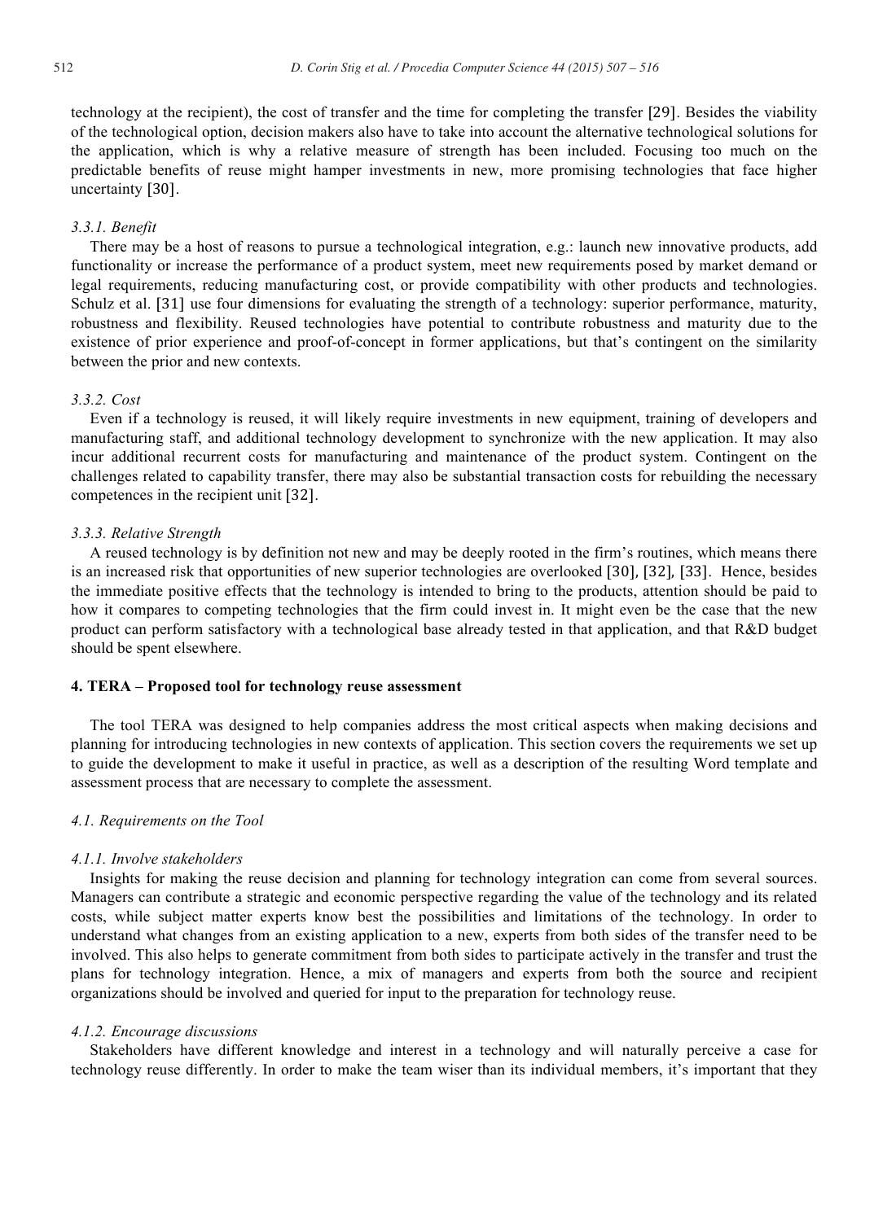technology at the recipient), the cost of transfer and the time for completing the transfer [29]. Besides the viability of the technological option, decision makers also have to take into account the alternative technological solutions for the application, which is why a relative measure of strength has been included. Focusing too much on the predictable benefits of reuse might hamper investments in new, more promising technologies that face higher uncertainty [30].

#### *3.3.1. Benefit*

There may be a host of reasons to pursue a technological integration, e.g.: launch new innovative products, add functionality or increase the performance of a product system, meet new requirements posed by market demand or legal requirements, reducing manufacturing cost, or provide compatibility with other products and technologies. Schulz et al. [31] use four dimensions for evaluating the strength of a technology: superior performance, maturity, robustness and flexibility. Reused technologies have potential to contribute robustness and maturity due to the existence of prior experience and proof-of-concept in former applications, but that's contingent on the similarity between the prior and new contexts.

#### *3.3.2. Cost*

Even if a technology is reused, it will likely require investments in new equipment, training of developers and manufacturing staff, and additional technology development to synchronize with the new application. It may also incur additional recurrent costs for manufacturing and maintenance of the product system. Contingent on the challenges related to capability transfer, there may also be substantial transaction costs for rebuilding the necessary competences in the recipient unit [32].

#### *3.3.3. Relative Strength*

A reused technology is by definition not new and may be deeply rooted in the firm's routines, which means there is an increased risk that opportunities of new superior technologies are overlooked [30], [32], [33]. Hence, besides the immediate positive effects that the technology is intended to bring to the products, attention should be paid to how it compares to competing technologies that the firm could invest in. It might even be the case that the new product can perform satisfactory with a technological base already tested in that application, and that R&D budget should be spent elsewhere.

## **4. TERA – Proposed tool for technology reuse assessment**

The tool TERA was designed to help companies address the most critical aspects when making decisions and planning for introducing technologies in new contexts of application. This section covers the requirements we set up to guide the development to make it useful in practice, as well as a description of the resulting Word template and assessment process that are necessary to complete the assessment.

### *4.1. Requirements on the Tool*

#### *4.1.1. Involve stakeholders*

Insights for making the reuse decision and planning for technology integration can come from several sources. Managers can contribute a strategic and economic perspective regarding the value of the technology and its related costs, while subject matter experts know best the possibilities and limitations of the technology. In order to understand what changes from an existing application to a new, experts from both sides of the transfer need to be involved. This also helps to generate commitment from both sides to participate actively in the transfer and trust the plans for technology integration. Hence, a mix of managers and experts from both the source and recipient organizations should be involved and queried for input to the preparation for technology reuse.

#### *4.1.2. Encourage discussions*

Stakeholders have different knowledge and interest in a technology and will naturally perceive a case for technology reuse differently. In order to make the team wiser than its individual members, it's important that they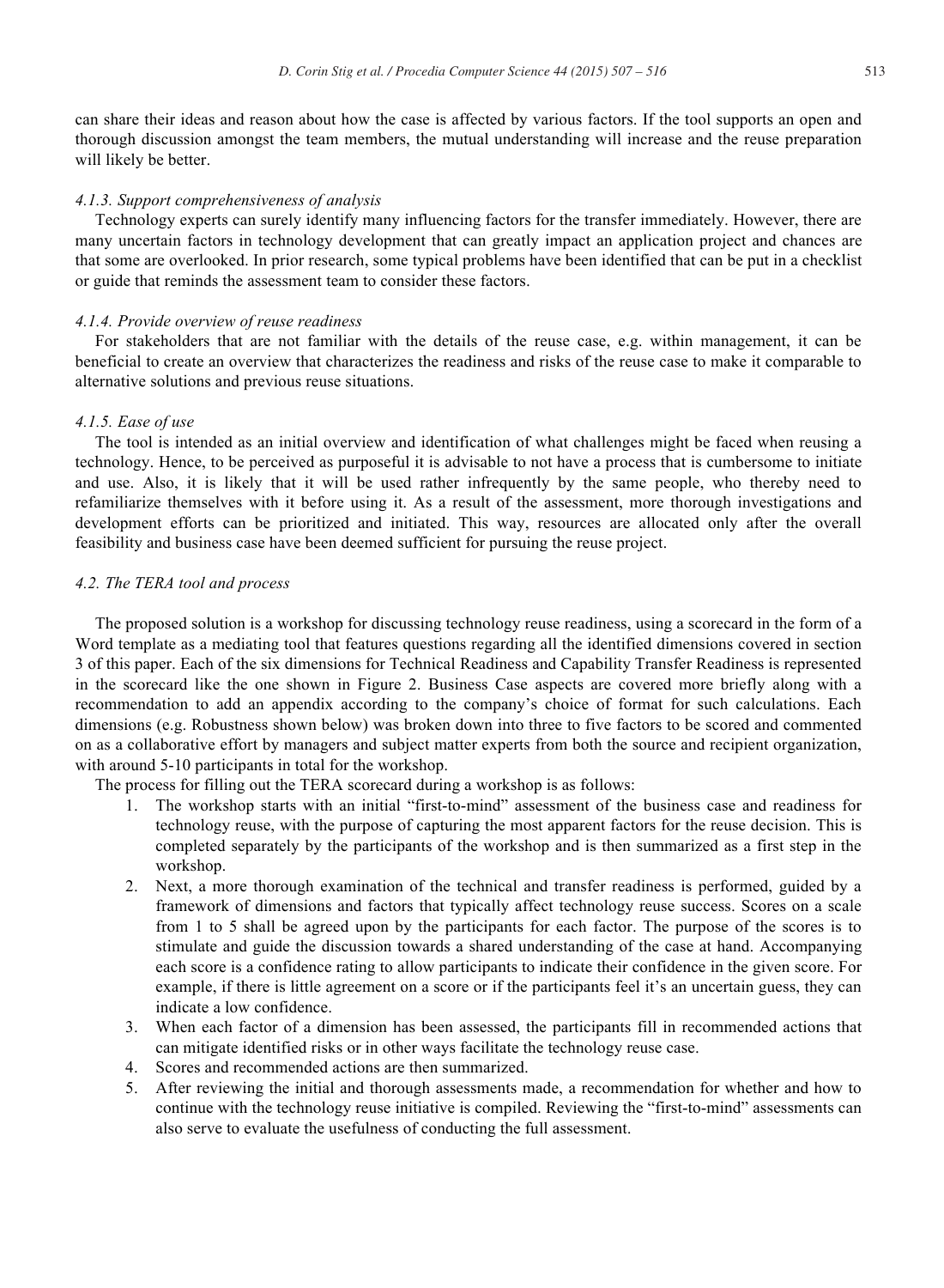can share their ideas and reason about how the case is affected by various factors. If the tool supports an open and thorough discussion amongst the team members, the mutual understanding will increase and the reuse preparation will likely be better.

#### *4.1.3. Support comprehensiveness of analysis*

Technology experts can surely identify many influencing factors for the transfer immediately. However, there are many uncertain factors in technology development that can greatly impact an application project and chances are that some are overlooked. In prior research, some typical problems have been identified that can be put in a checklist or guide that reminds the assessment team to consider these factors.

#### *4.1.4. Provide overview of reuse readiness*

For stakeholders that are not familiar with the details of the reuse case, e.g. within management, it can be beneficial to create an overview that characterizes the readiness and risks of the reuse case to make it comparable to alternative solutions and previous reuse situations.

#### *4.1.5. Ease of use*

The tool is intended as an initial overview and identification of what challenges might be faced when reusing a technology. Hence, to be perceived as purposeful it is advisable to not have a process that is cumbersome to initiate and use. Also, it is likely that it will be used rather infrequently by the same people, who thereby need to refamiliarize themselves with it before using it. As a result of the assessment, more thorough investigations and development efforts can be prioritized and initiated. This way, resources are allocated only after the overall feasibility and business case have been deemed sufficient for pursuing the reuse project.

### *4.2. The TERA tool and process*

The proposed solution is a workshop for discussing technology reuse readiness, using a scorecard in the form of a Word template as a mediating tool that features questions regarding all the identified dimensions covered in section 3 of this paper. Each of the six dimensions for Technical Readiness and Capability Transfer Readiness is represented in the scorecard like the one shown in Figure 2. Business Case aspects are covered more briefly along with a recommendation to add an appendix according to the company's choice of format for such calculations. Each dimensions (e.g. Robustness shown below) was broken down into three to five factors to be scored and commented on as a collaborative effort by managers and subject matter experts from both the source and recipient organization, with around 5-10 participants in total for the workshop.

The process for filling out the TERA scorecard during a workshop is as follows:

1. The workshop starts with an initial "first-to-mind" assessment of the business case and readiness for technology reuse, with the purpose of capturing the most apparent factors for the reuse decision. This is completed separately by the participants of the workshop and is then summarized as a first step in the workshop.
2. Next, a more thorough examination of the technical and transfer readiness is performed, guided by a framework of dimensions and factors that typically affect technology reuse success. Scores on a scale from 1 to 5 shall be agreed upon by the participants for each factor. The purpose of the scores is to stimulate and guide the discussion towards a shared understanding of the case at hand. Accompanying each score is a confidence rating to allow participants to indicate their confidence in the given score. For example, if there is little agreement on a score or if the participants feel it's an uncertain guess, they can indicate a low confidence.
3. When each factor of a dimension has been assessed, the participants fill in recommended actions that can mitigate identified risks or in other ways facilitate the technology reuse case.
4. Scores and recommended actions are then summarized.
5. After reviewing the initial and thorough assessments made, a recommendation for whether and how to continue with the technology reuse initiative is compiled. Reviewing the "first-to-mind" assessments can also serve to evaluate the usefulness of conducting the full assessment.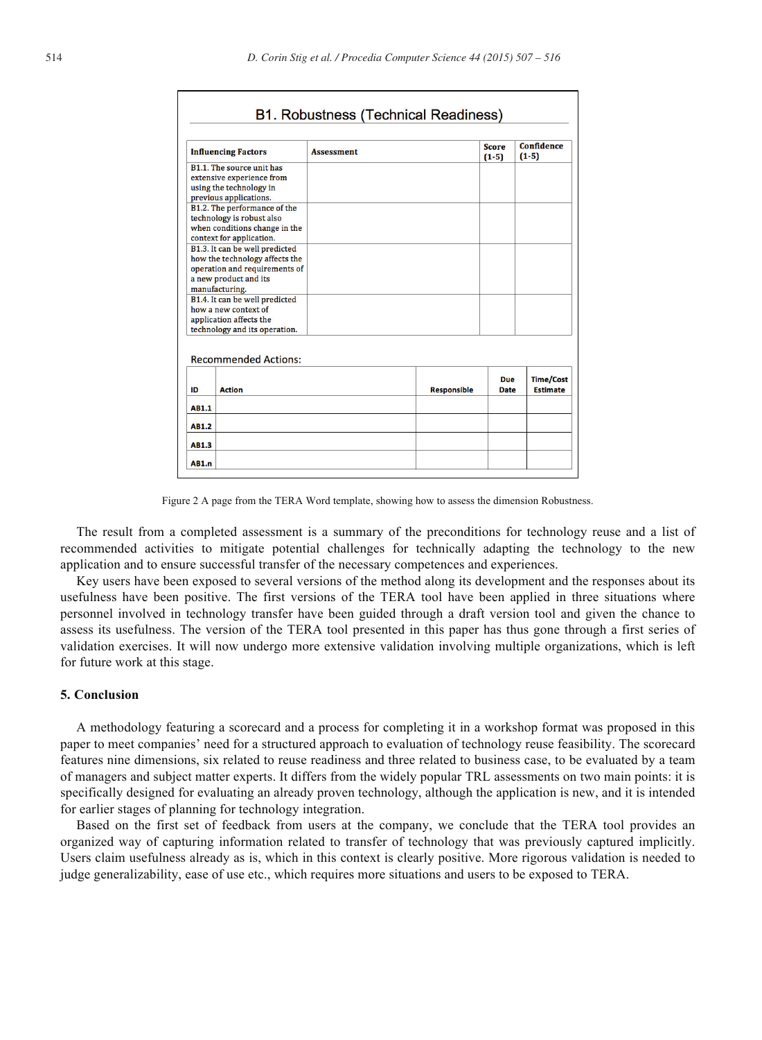### B1. Robustness (Technical Readiness)

| Influencing Factors | Assessment | Score (1-5) | Confidence (1-5) |
|---|---|---|---|
| B1.1. The source unit has extensive experience from using the technology in previous applications. | | | |
| B1.2. The performance of the technology is robust also when conditions change in the context for application. | | | |
| B1.3. It can be well predicted how the technology affects the operation and requirements of a new product and its manufacturing. | | | |
| B1.4. It can be well predicted how a new context of application affects the technology and its operation. | | | |

Recommended Actions:

| ID | Action | Responsible | Due Date | Time/Cost Estimate |
|---|---|---|---|---|
| AB1.1 | | | | |
| AB1.2 | | | | |
| AB1.3 | | | | |
| AB1.n | | | | |

Figure 2 A page from the TERA Word template, showing how to assess the dimension Robustness.

The result from a completed assessment is a summary of the preconditions for technology reuse and a list of recommended activities to mitigate potential challenges for technically adapting the technology to the new application and to ensure successful transfer of the necessary competences and experiences.

Key users have been exposed to several versions of the method along its development and the responses about its usefulness have been positive. The first versions of the TERA tool have been applied in three situations where personnel involved in technology transfer have been guided through a draft version tool and given the chance to assess its usefulness. The version of the TERA tool presented in this paper has thus gone through a first series of validation exercises. It will now undergo more extensive validation involving multiple organizations, which is left for future work at this stage.

## 5. Conclusion

A methodology featuring a scorecard and a process for completing it in a workshop format was proposed in this paper to meet companies' need for a structured approach to evaluation of technology reuse feasibility. The scorecard features nine dimensions, six related to reuse readiness and three related to business case, to be evaluated by a team of managers and subject matter experts. It differs from the widely popular TRL assessments on two main points: it is specifically designed for evaluating an already proven technology, although the application is new, and it is intended for earlier stages of planning for technology integration.

Based on the first set of feedback from users at the company, we conclude that the TERA tool provides an organized way of capturing information related to transfer of technology that was previously captured implicitly. Users claim usefulness already as is, which in this context is clearly positive. More rigorous validation is needed to judge generalizability, ease of use etc., which requires more situations and users to be exposed to TERA.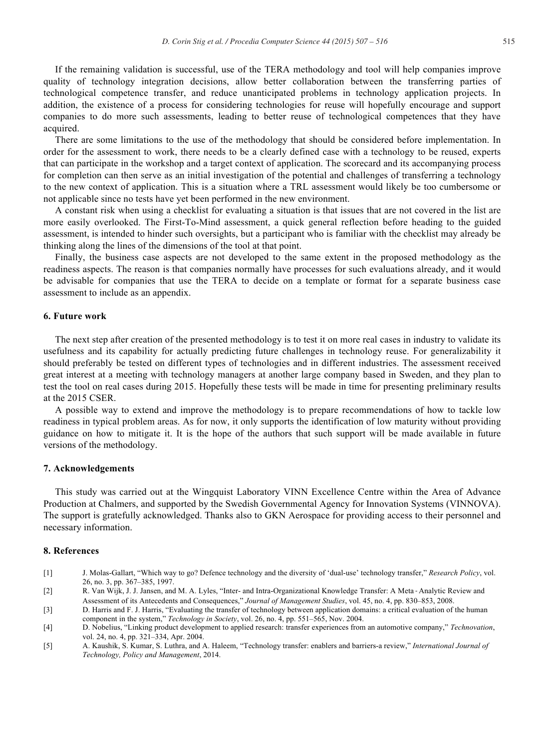If the remaining validation is successful, use of the TERA methodology and tool will help companies improve quality of technology integration decisions, allow better collaboration between the transferring parties of technological competence transfer, and reduce unanticipated problems in technology application projects. In addition, the existence of a process for considering technologies for reuse will hopefully encourage and support companies to do more such assessments, leading to better reuse of technological competences that they have acquired.

There are some limitations to the use of the methodology that should be considered before implementation. In order for the assessment to work, there needs to be a clearly defined case with a technology to be reused, experts that can participate in the workshop and a target context of application. The scorecard and its accompanying process for completion can then serve as an initial investigation of the potential and challenges of transferring a technology to the new context of application. This is a situation where a TRL assessment would likely be too cumbersome or not applicable since no tests have yet been performed in the new environment.

A constant risk when using a checklist for evaluating a situation is that issues that are not covered in the list are more easily overlooked. The First-To-Mind assessment, a quick general reflection before heading to the guided assessment, is intended to hinder such oversights, but a participant who is familiar with the checklist may already be thinking along the lines of the dimensions of the tool at that point.

Finally, the business case aspects are not developed to the same extent in the proposed methodology as the readiness aspects. The reason is that companies normally have processes for such evaluations already, and it would be advisable for companies that use the TERA to decide on a template or format for a separate business case assessment to include as an appendix.

## 6. Future work

The next step after creation of the presented methodology is to test it on more real cases in industry to validate its usefulness and its capability for actually predicting future challenges in technology reuse. For generalizability it should preferably be tested on different types of technologies and in different industries. The assessment received great interest at a meeting with technology managers at another large company based in Sweden, and they plan to test the tool on real cases during 2015. Hopefully these tests will be made in time for presenting preliminary results at the 2015 CSER.

A possible way to extend and improve the methodology is to prepare recommendations of how to tackle low readiness in typical problem areas. As for now, it only supports the identification of low maturity without providing guidance on how to mitigate it. It is the hope of the authors that such support will be made available in future versions of the methodology.

## 7. Acknowledgements

This study was carried out at the Wingquist Laboratory VINN Excellence Centre within the Area of Advance Production at Chalmers, and supported by the Swedish Governmental Agency for Innovation Systems (VINNOVA). The support is gratefully acknowledged. Thanks also to GKN Aerospace for providing access to their personnel and necessary information.

## 8. References

[1] J. Molas-Gallart, "Which way to go? Defence technology and the diversity of 'dual-use' technology transfer," *Research Policy*, vol. 26, no. 3, pp. 367–385, 1997.

[2] R. Van Wijk, J. J. Jansen, and M. A. Lyles, "Inter- and Intra-Organizational Knowledge Transfer: A Meta‐Analytic Review and Assessment of its Antecedents and Consequences," *Journal of Management Studies*, vol. 45, no. 4, pp. 830–853, 2008.

[3] D. Harris and F. J. Harris, "Evaluating the transfer of technology between application domains: a critical evaluation of the human component in the system," *Technology in Society*, vol. 26, no. 4, pp. 551–565, Nov. 2004.

[4] D. Nobelius, "Linking product development to applied research: transfer experiences from an automotive company," *Technovation*, vol. 24, no. 4, pp. 321–334, Apr. 2004.

[5] A. Kaushik, S. Kumar, S. Luthra, and A. Haleem, "Technology transfer: enablers and barriers-a review," *International Journal of Technology, Policy and Management*, 2014.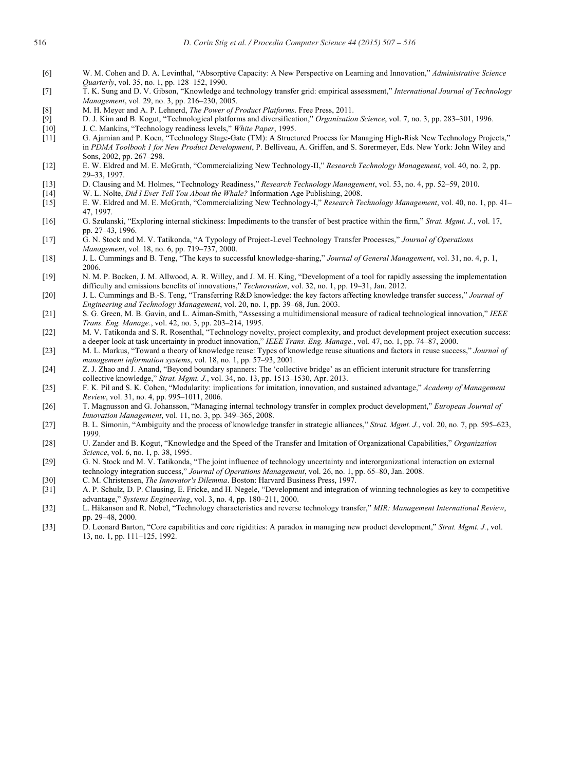[6] W. M. Cohen and D. A. Levinthal, "Absorptive Capacity: A New Perspective on Learning and Innovation," *Administrative Science Quarterly*, vol. 35, no. 1, pp. 128–152, 1990.

[7] T. K. Sung and D. V. Gibson, "Knowledge and technology transfer grid: empirical assessment," *International Journal of Technology Management*, vol. 29, no. 3, pp. 216–230, 2005.

[8] M. H. Meyer and A. P. Lehnerd, *The Power of Product Platforms*. Free Press, 2011.

[9] D. J. Kim and B. Kogut, "Technological platforms and diversification," *Organization Science*, vol. 7, no. 3, pp. 283–301, 1996.

[10] J. C. Mankins, "Technology readiness levels," *White Paper*, 1995.

[11] G. Ajamian and P. Koen, "Technology Stage-Gate (TM): A Structured Process for Managing High-Risk New Technology Projects," in *PDMA Toolbook 1 for New Product Development*, P. Belliveau, A. Griffen, and S. Sorermeyer, Eds. New York: John Wiley and Sons, 2002, pp. 267–298.

[12] E. W. Eldred and M. E. McGrath, "Commercializing New Technology-II," *Research Technology Management*, vol. 40, no. 2, pp. 29–33, 1997.

[13] D. Clausing and M. Holmes, "Technology Readiness," *Research Technology Management*, vol. 53, no. 4, pp. 52–59, 2010.

[14] W. L. Nolte, *Did I Ever Tell You About the Whale?* Information Age Publishing, 2008.

[15] E. W. Eldred and M. E. McGrath, "Commercializing New Technology-I," *Research Technology Management*, vol. 40, no. 1, pp. 41–47, 1997.

[16] G. Szulanski, "Exploring internal stickiness: Impediments to the transfer of best practice within the firm," *Strat. Mgmt. J.*, vol. 17, pp. 27–43, 1996.

[17] G. N. Stock and M. V. Tatikonda, "A Typology of Project-Level Technology Transfer Processes," *Journal of Operations Management*, vol. 18, no. 6, pp. 719–737, 2000.

[18] J. L. Cummings and B. Teng, "The keys to successful knowledge-sharing," *Journal of General Management*, vol. 31, no. 4, p. 1, 2006.

[19] N. M. P. Bocken, J. M. Allwood, A. R. Willey, and J. M. H. King, "Development of a tool for rapidly assessing the implementation difficulty and emissions benefits of innovations," *Technovation*, vol. 32, no. 1, pp. 19–31, Jan. 2012.

[20] J. L. Cummings and B.-S. Teng, "Transferring R&D knowledge: the key factors affecting knowledge transfer success," *Journal of Engineering and Technology Management*, vol. 20, no. 1, pp. 39–68, Jun. 2003.

[21] S. G. Green, M. B. Gavin, and L. Aiman-Smith, "Assessing a multidimensional measure of radical technological innovation," *IEEE Trans. Eng. Manage.*, vol. 42, no. 3, pp. 203–214, 1995.

[22] M. V. Tatikonda and S. R. Rosenthal, "Technology novelty, project complexity, and product development project execution success: a deeper look at task uncertainty in product innovation," *IEEE Trans. Eng. Manage.*, vol. 47, no. 1, pp. 74–87, 2000.

[23] M. L. Markus, "Toward a theory of knowledge reuse: Types of knowledge reuse situations and factors in reuse success," *Journal of management information systems*, vol. 18, no. 1, pp. 57–93, 2001.

[24] Z. J. Zhao and J. Anand, "Beyond boundary spanners: The 'collective bridge' as an efficient interunit structure for transferring collective knowledge," *Strat. Mgmt. J.*, vol. 34, no. 13, pp. 1513–1530, Apr. 2013.

[25] F. K. Pil and S. K. Cohen, "Modularity: implications for imitation, innovation, and sustained advantage," *Academy of Management Review*, vol. 31, no. 4, pp. 995–1011, 2006.

[26] T. Magnusson and G. Johansson, "Managing internal technology transfer in complex product development," *European Journal of Innovation Management*, vol. 11, no. 3, pp. 349–365, 2008.

[27] B. L. Simonin, "Ambiguity and the process of knowledge transfer in strategic alliances," *Strat. Mgmt. J.*, vol. 20, no. 7, pp. 595–623, 1999.

[28] U. Zander and B. Kogut, "Knowledge and the Speed of the Transfer and Imitation of Organizational Capabilities," *Organization Science*, vol. 6, no. 1, p. 38, 1995.

[29] G. N. Stock and M. V. Tatikonda, "The joint influence of technology uncertainty and interorganizational interaction on external technology integration success," *Journal of Operations Management*, vol. 26, no. 1, pp. 65–80, Jan. 2008.

[30] C. M. Christensen, *The Innovator's Dilemma*. Boston: Harvard Business Press, 1997.

[31] A. P. Schulz, D. P. Clausing, E. Fricke, and H. Negele, "Development and integration of winning technologies as key to competitive advantage," *Systems Engineering*, vol. 3, no. 4, pp. 180–211, 2000.

[32] L. Håkanson and R. Nobel, "Technology characteristics and reverse technology transfer," *MIR: Management International Review*, pp. 29–48, 2000.

[33] D. Leonard Barton, "Core capabilities and core rigidities: A paradox in managing new product development," *Strat. Mgmt. J.*, vol. 13, no. 1, pp. 111–125, 1992.